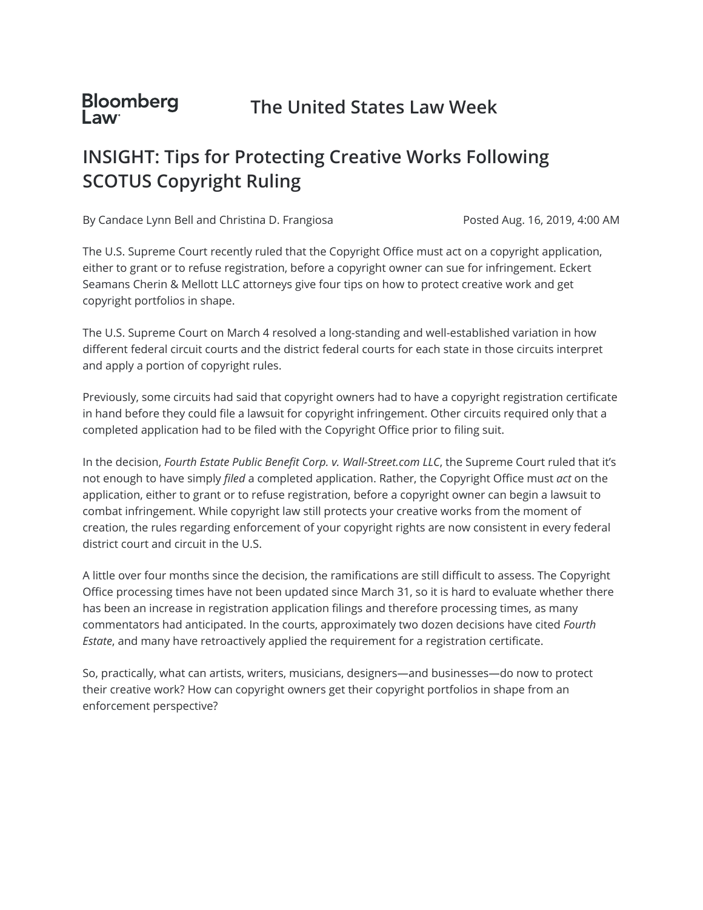Bloomberg Law

The United States Law Week

# INSIGHT: Tips for Protecting Creative Works Following SCOTUS Copyright Ruling

By Candace Lynn Bell and Christina D. Frangiosa

Posted Aug. 16, 2019, 4:00 AM

The U.S. Supreme Court recently ruled that the Copyright Office must act on a copyright application, either to grant or to refuse registration, before a copyright owner can sue for infringement. Eckert Seamans Cherin & Mellott LLC attorneys give four tips on how to protect creative work and get copyright portfolios in shape.

The U.S. Supreme Court on March 4 resolved a long-standing and well-established variation in how different federal circuit courts and the district federal courts for each state in those circuits interpret and apply a portion of copyright rules.

Previously, some circuits had said that copyright owners had to have a copyright registration certificate in hand before they could file a lawsuit for copyright infringement. Other circuits required only that a completed application had to be filed with the Copyright Office prior to filing suit.

In the decision, *Fourth Estate Public Benefit Corp. v. Wall-Street.com LLC*, the Supreme Court ruled that it's not enough to have simply *filed* a completed application. Rather, the Copyright Office must *act* on the application, either to grant or to refuse registration, before a copyright owner can begin a lawsuit to combat infringement. While copyright law still protects your creative works from the moment of creation, the rules regarding enforcement of your copyright rights are now consistent in every federal district court and circuit in the U.S.

A little over four months since the decision, the ramifications are still difficult to assess. The Copyright Office processing times have not been updated since March 31, so it is hard to evaluate whether there has been an increase in registration application filings and therefore processing times, as many commentators had anticipated. In the courts, approximately two dozen decisions have cited *Fourth Estate*, and many have retroactively applied the requirement for a registration certificate.

So, practically, what can artists, writers, musicians, designers—and businesses—do now to protect their creative work? How can copyright owners get their copyright portfolios in shape from an enforcement perspective?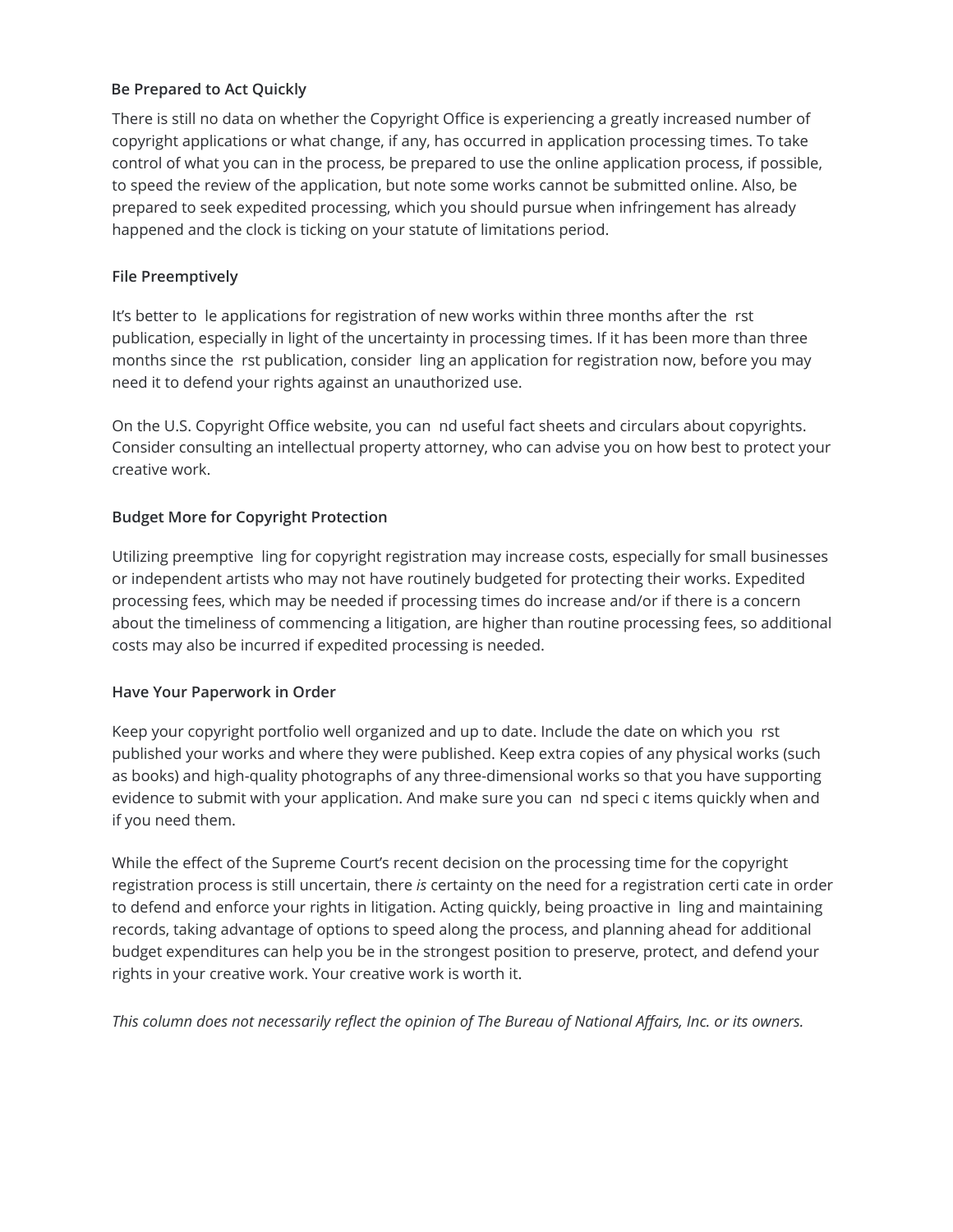**Be Prepared to Act Quickly**

There is still no data on whether the Copyright Office is experiencing a greatly increased number of copyright applications or what change, if any, has occurred in application processing times. To take control of what you can in the process, be prepared to use the online application process, if possible, to speed the review of the application, but note some works cannot be submitted online. Also, be prepared to seek expedited processing, which you should pursue when infringement has already happened and the clock is ticking on your statute of limitations period.

**File Preemptively**

It's better to file applications for registration of new works within three months after the first publication, especially in light of the uncertainty in processing times. If it has been more than three months since the first publication, consider filing an application for registration now, before you may need it to defend your rights against an unauthorized use.

On the U.S. Copyright Office website, you can find useful fact sheets and circulars about copyrights. Consider consulting an intellectual property attorney, who can advise you on how best to protect your creative work.

**Budget More for Copyright Protection**

Utilizing preemptive filing for copyright registration may increase costs, especially for small businesses or independent artists who may not have routinely budgeted for protecting their works. Expedited processing fees, which may be needed if processing times do increase and/or if there is a concern about the timeliness of commencing a litigation, are higher than routine processing fees, so additional costs may also be incurred if expedited processing is needed.

**Have Your Paperwork in Order**

Keep your copyright portfolio well organized and up to date. Include the date on which you first published your works and where they were published. Keep extra copies of any physical works (such as books) and high-quality photographs of any three-dimensional works so that you have supporting evidence to submit with your application. And make sure you can find specific items quickly when and if you need them.

While the effect of the Supreme Court's recent decision on the processing time for the copyright registration process is still uncertain, there *is* certainty on the need for a registration certificate in order to defend and enforce your rights in litigation. Acting quickly, being proactive in filing and maintaining records, taking advantage of options to speed along the process, and planning ahead for additional budget expenditures can help you be in the strongest position to preserve, protect, and defend your rights in your creative work. Your creative work is worth it.

*This column does not necessarily reflect the opinion of The Bureau of National Affairs, Inc. or its owners.*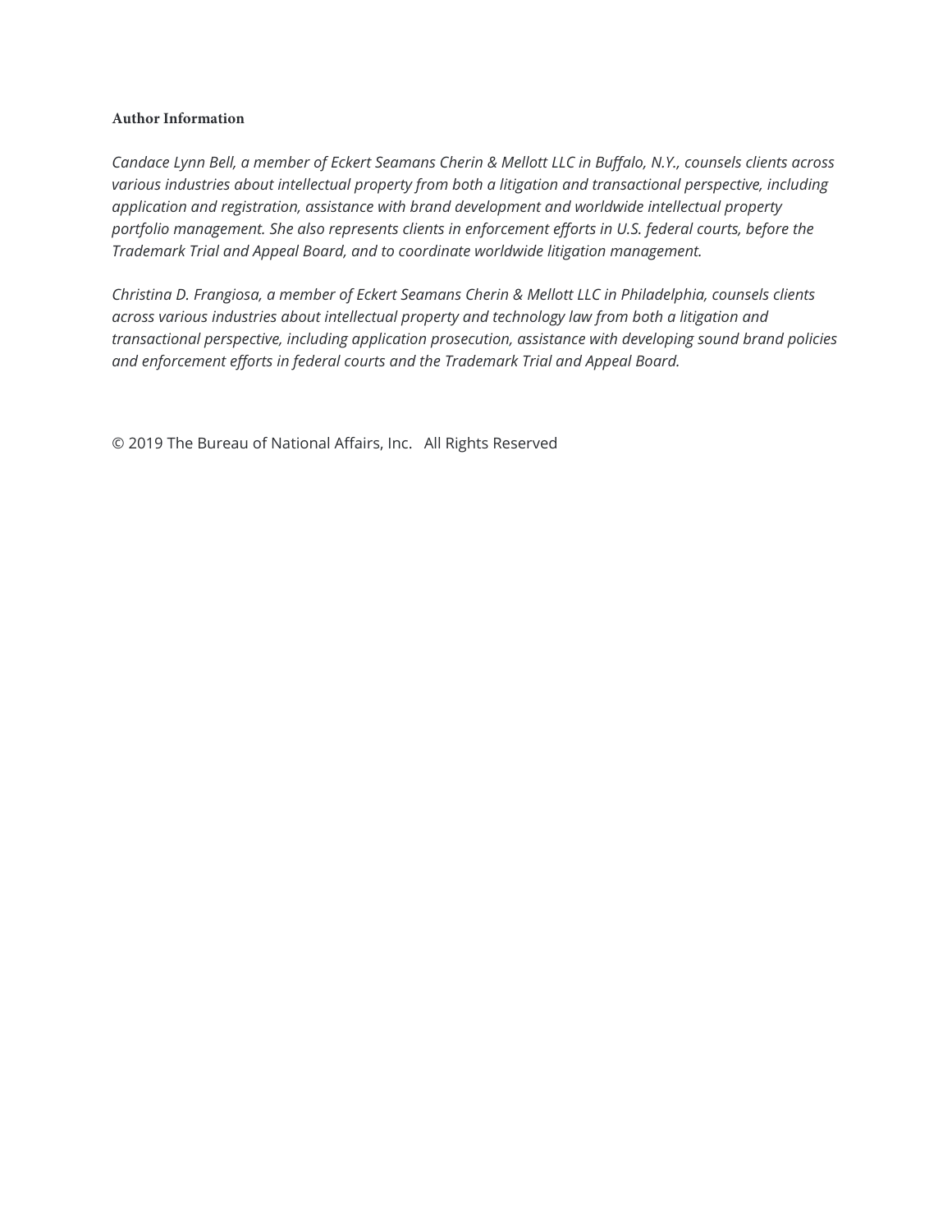**Author Information**

*Candace Lynn Bell, a member of Eckert Seamans Cherin & Mellott LLC in Buffalo, N.Y., counsels clients across various industries about intellectual property from both a litigation and transactional perspective, including application and registration, assistance with brand development and worldwide intellectual property portfolio management. She also represents clients in enforcement efforts in U.S. federal courts, before the Trademark Trial and Appeal Board, and to coordinate worldwide litigation management.*

*Christina D. Frangiosa, a member of Eckert Seamans Cherin & Mellott LLC in Philadelphia, counsels clients across various industries about intellectual property and technology law from both a litigation and transactional perspective, including application prosecution, assistance with developing sound brand policies and enforcement efforts in federal courts and the Trademark Trial and Appeal Board.*

© 2019 The Bureau of National Affairs, Inc. All Rights Reserved